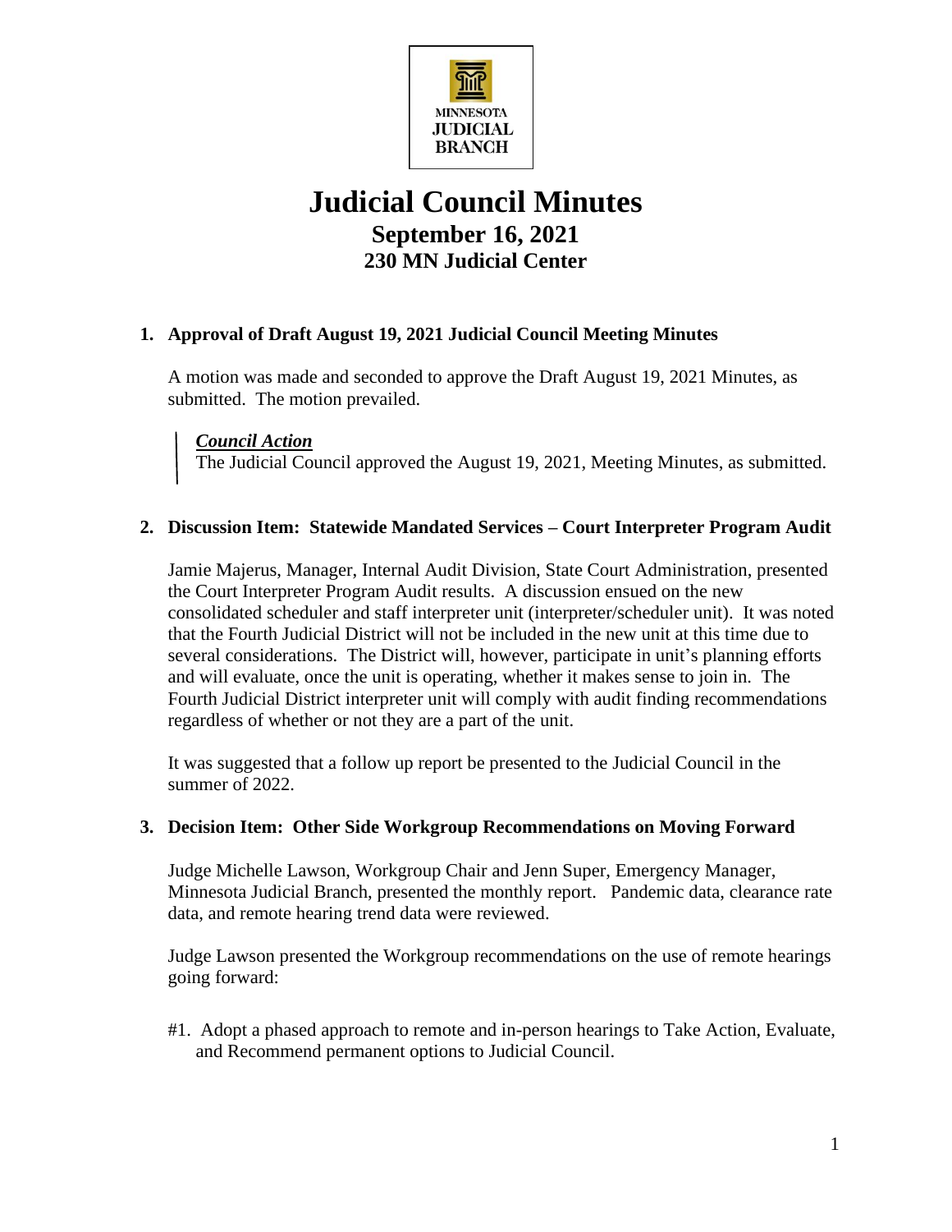MINNESOTA JUDICIAL BRANCH

# Judicial Council Minutes

## September 16, 2021

## 230 MN Judicial Center

### 1. Approval of Draft August 19, 2021 Judicial Council Meeting Minutes

A motion was made and seconded to approve the Draft August 19, 2021 Minutes, as submitted. The motion prevailed.

> ***Council Action***
> The Judicial Council approved the August 19, 2021, Meeting Minutes, as submitted.

### 2. Discussion Item: Statewide Mandated Services – Court Interpreter Program Audit

Jamie Majerus, Manager, Internal Audit Division, State Court Administration, presented the Court Interpreter Program Audit results. A discussion ensued on the new consolidated scheduler and staff interpreter unit (interpreter/scheduler unit). It was noted that the Fourth Judicial District will not be included in the new unit at this time due to several considerations. The District will, however, participate in unit's planning efforts and will evaluate, once the unit is operating, whether it makes sense to join in. The Fourth Judicial District interpreter unit will comply with audit finding recommendations regardless of whether or not they are a part of the unit.

It was suggested that a follow up report be presented to the Judicial Council in the summer of 2022.

### 3. Decision Item: Other Side Workgroup Recommendations on Moving Forward

Judge Michelle Lawson, Workgroup Chair and Jenn Super, Emergency Manager, Minnesota Judicial Branch, presented the monthly report. Pandemic data, clearance rate data, and remote hearing trend data were reviewed.

Judge Lawson presented the Workgroup recommendations on the use of remote hearings going forward:

#1. Adopt a phased approach to remote and in-person hearings to Take Action, Evaluate, and Recommend permanent options to Judicial Council.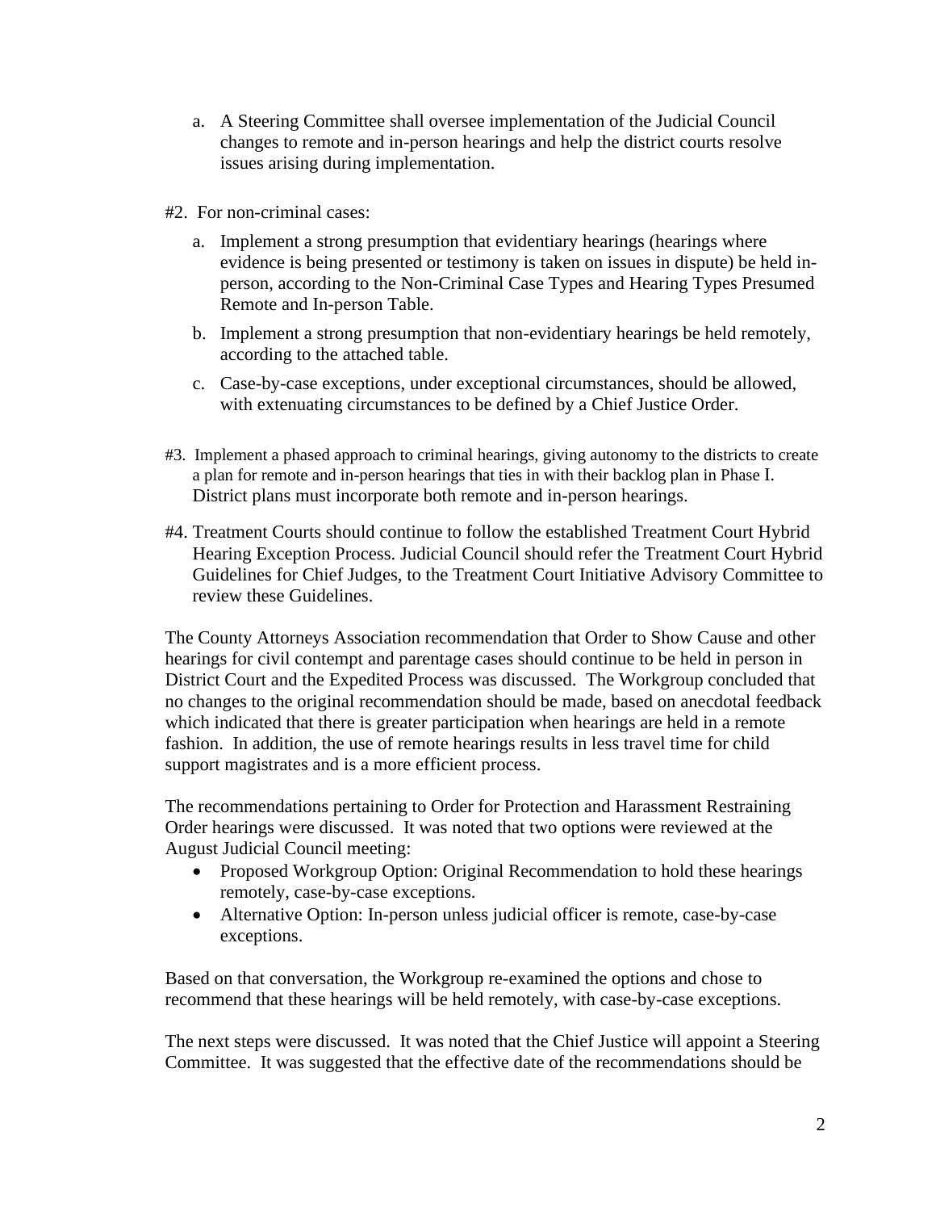a. A Steering Committee shall oversee implementation of the Judicial Council changes to remote and in-person hearings and help the district courts resolve issues arising during implementation.

#2. For non-criminal cases:

a. Implement a strong presumption that evidentiary hearings (hearings where evidence is being presented or testimony is taken on issues in dispute) be held in-person, according to the Non-Criminal Case Types and Hearing Types Presumed Remote and In-person Table.

b. Implement a strong presumption that non-evidentiary hearings be held remotely, according to the attached table.

c. Case-by-case exceptions, under exceptional circumstances, should be allowed, with extenuating circumstances to be defined by a Chief Justice Order.

#3. Implement a phased approach to criminal hearings, giving autonomy to the districts to create a plan for remote and in-person hearings that ties in with their backlog plan in Phase I. District plans must incorporate both remote and in-person hearings.

#4. Treatment Courts should continue to follow the established Treatment Court Hybrid Hearing Exception Process. Judicial Council should refer the Treatment Court Hybrid Guidelines for Chief Judges, to the Treatment Court Initiative Advisory Committee to review these Guidelines.

The County Attorneys Association recommendation that Order to Show Cause and other hearings for civil contempt and parentage cases should continue to be held in person in District Court and the Expedited Process was discussed. The Workgroup concluded that no changes to the original recommendation should be made, based on anecdotal feedback which indicated that there is greater participation when hearings are held in a remote fashion. In addition, the use of remote hearings results in less travel time for child support magistrates and is a more efficient process.

The recommendations pertaining to Order for Protection and Harassment Restraining Order hearings were discussed. It was noted that two options were reviewed at the August Judicial Council meeting:

- Proposed Workgroup Option: Original Recommendation to hold these hearings remotely, case-by-case exceptions.
- Alternative Option: In-person unless judicial officer is remote, case-by-case exceptions.

Based on that conversation, the Workgroup re-examined the options and chose to recommend that these hearings will be held remotely, with case-by-case exceptions.

The next steps were discussed. It was noted that the Chief Justice will appoint a Steering Committee. It was suggested that the effective date of the recommendations should be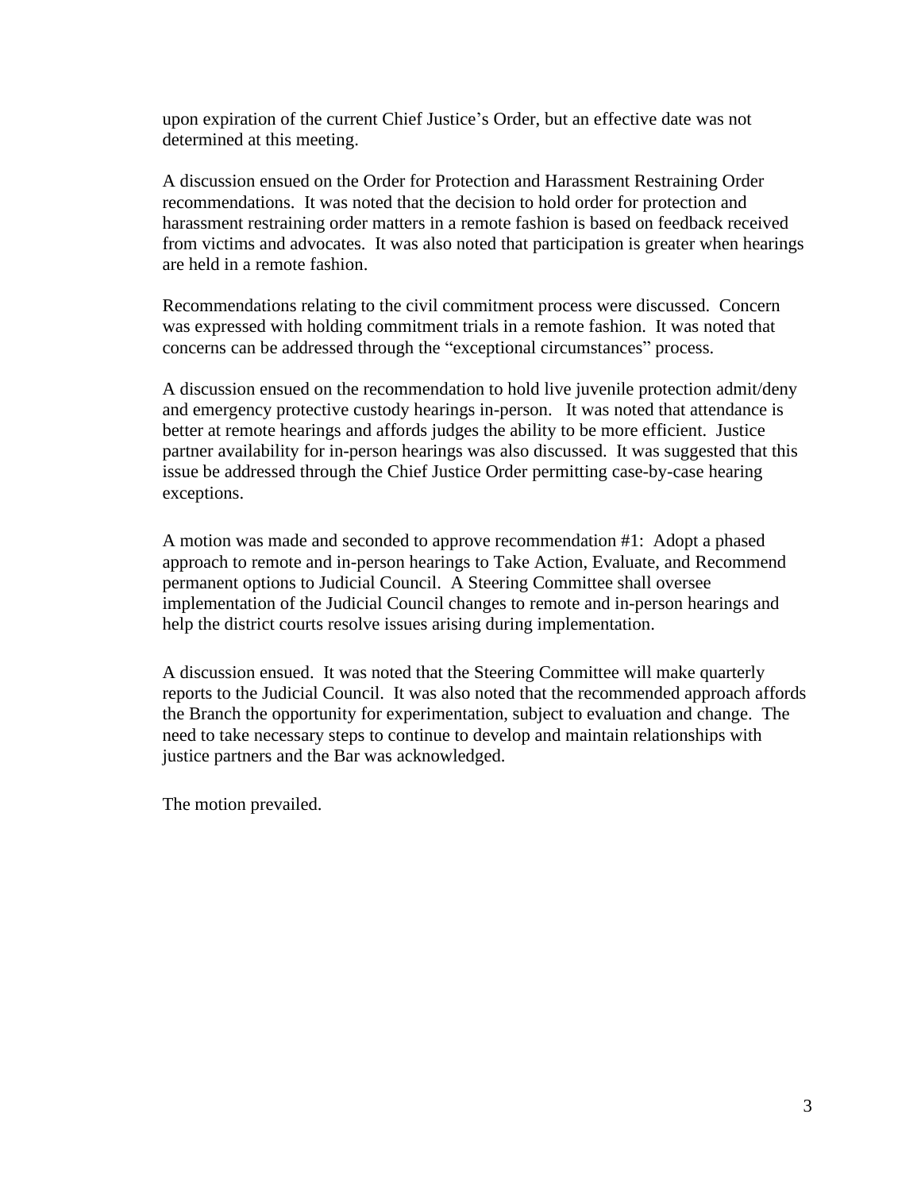upon expiration of the current Chief Justice's Order, but an effective date was not determined at this meeting.

A discussion ensued on the Order for Protection and Harassment Restraining Order recommendations. It was noted that the decision to hold order for protection and harassment restraining order matters in a remote fashion is based on feedback received from victims and advocates. It was also noted that participation is greater when hearings are held in a remote fashion.

Recommendations relating to the civil commitment process were discussed. Concern was expressed with holding commitment trials in a remote fashion. It was noted that concerns can be addressed through the "exceptional circumstances" process.

A discussion ensued on the recommendation to hold live juvenile protection admit/deny and emergency protective custody hearings in-person. It was noted that attendance is better at remote hearings and affords judges the ability to be more efficient. Justice partner availability for in-person hearings was also discussed. It was suggested that this issue be addressed through the Chief Justice Order permitting case-by-case hearing exceptions.

A motion was made and seconded to approve recommendation #1: Adopt a phased approach to remote and in-person hearings to Take Action, Evaluate, and Recommend permanent options to Judicial Council. A Steering Committee shall oversee implementation of the Judicial Council changes to remote and in-person hearings and help the district courts resolve issues arising during implementation.

A discussion ensued. It was noted that the Steering Committee will make quarterly reports to the Judicial Council. It was also noted that the recommended approach affords the Branch the opportunity for experimentation, subject to evaluation and change. The need to take necessary steps to continue to develop and maintain relationships with justice partners and the Bar was acknowledged.

The motion prevailed.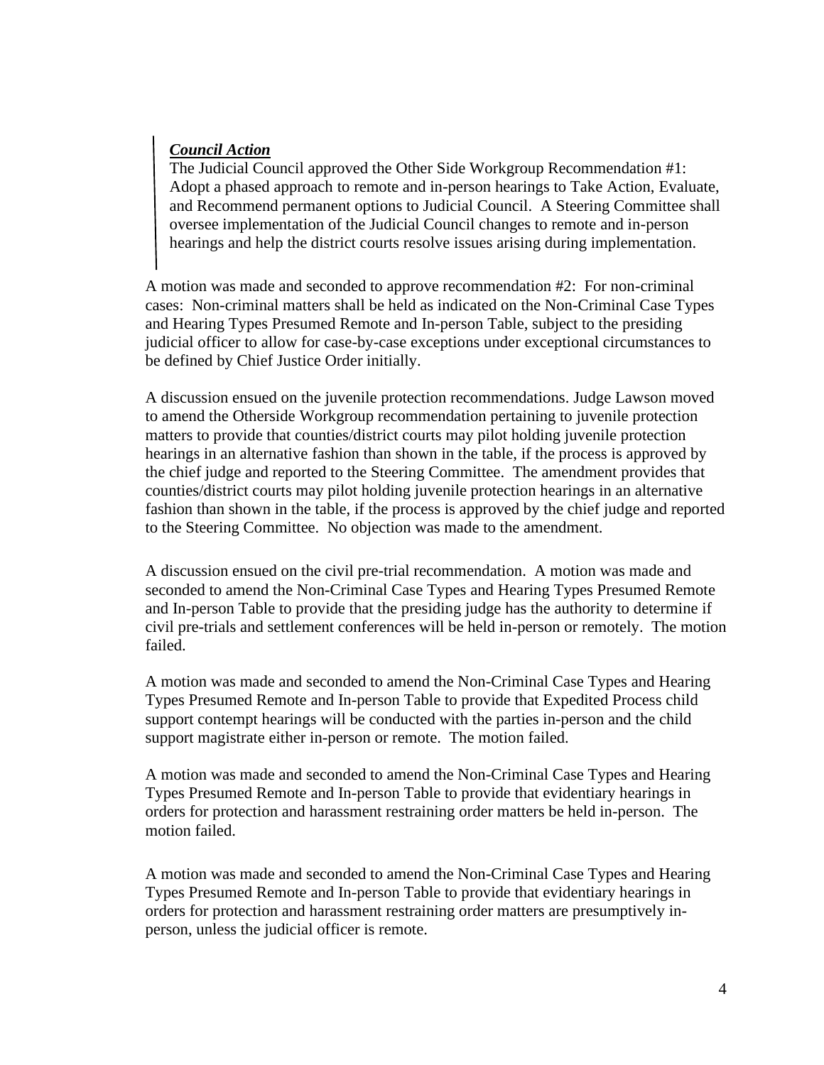***Council Action***

The Judicial Council approved the Other Side Workgroup Recommendation #1: Adopt a phased approach to remote and in-person hearings to Take Action, Evaluate, and Recommend permanent options to Judicial Council. A Steering Committee shall oversee implementation of the Judicial Council changes to remote and in-person hearings and help the district courts resolve issues arising during implementation.

A motion was made and seconded to approve recommendation #2: For non-criminal cases: Non-criminal matters shall be held as indicated on the Non-Criminal Case Types and Hearing Types Presumed Remote and In-person Table, subject to the presiding judicial officer to allow for case-by-case exceptions under exceptional circumstances to be defined by Chief Justice Order initially.

A discussion ensued on the juvenile protection recommendations. Judge Lawson moved to amend the Otherside Workgroup recommendation pertaining to juvenile protection matters to provide that counties/district courts may pilot holding juvenile protection hearings in an alternative fashion than shown in the table, if the process is approved by the chief judge and reported to the Steering Committee. The amendment provides that counties/district courts may pilot holding juvenile protection hearings in an alternative fashion than shown in the table, if the process is approved by the chief judge and reported to the Steering Committee. No objection was made to the amendment.

A discussion ensued on the civil pre-trial recommendation. A motion was made and seconded to amend the Non-Criminal Case Types and Hearing Types Presumed Remote and In-person Table to provide that the presiding judge has the authority to determine if civil pre-trials and settlement conferences will be held in-person or remotely. The motion failed.

A motion was made and seconded to amend the Non-Criminal Case Types and Hearing Types Presumed Remote and In-person Table to provide that Expedited Process child support contempt hearings will be conducted with the parties in-person and the child support magistrate either in-person or remote. The motion failed.

A motion was made and seconded to amend the Non-Criminal Case Types and Hearing Types Presumed Remote and In-person Table to provide that evidentiary hearings in orders for protection and harassment restraining order matters be held in-person. The motion failed.

A motion was made and seconded to amend the Non-Criminal Case Types and Hearing Types Presumed Remote and In-person Table to provide that evidentiary hearings in orders for protection and harassment restraining order matters are presumptively in-person, unless the judicial officer is remote.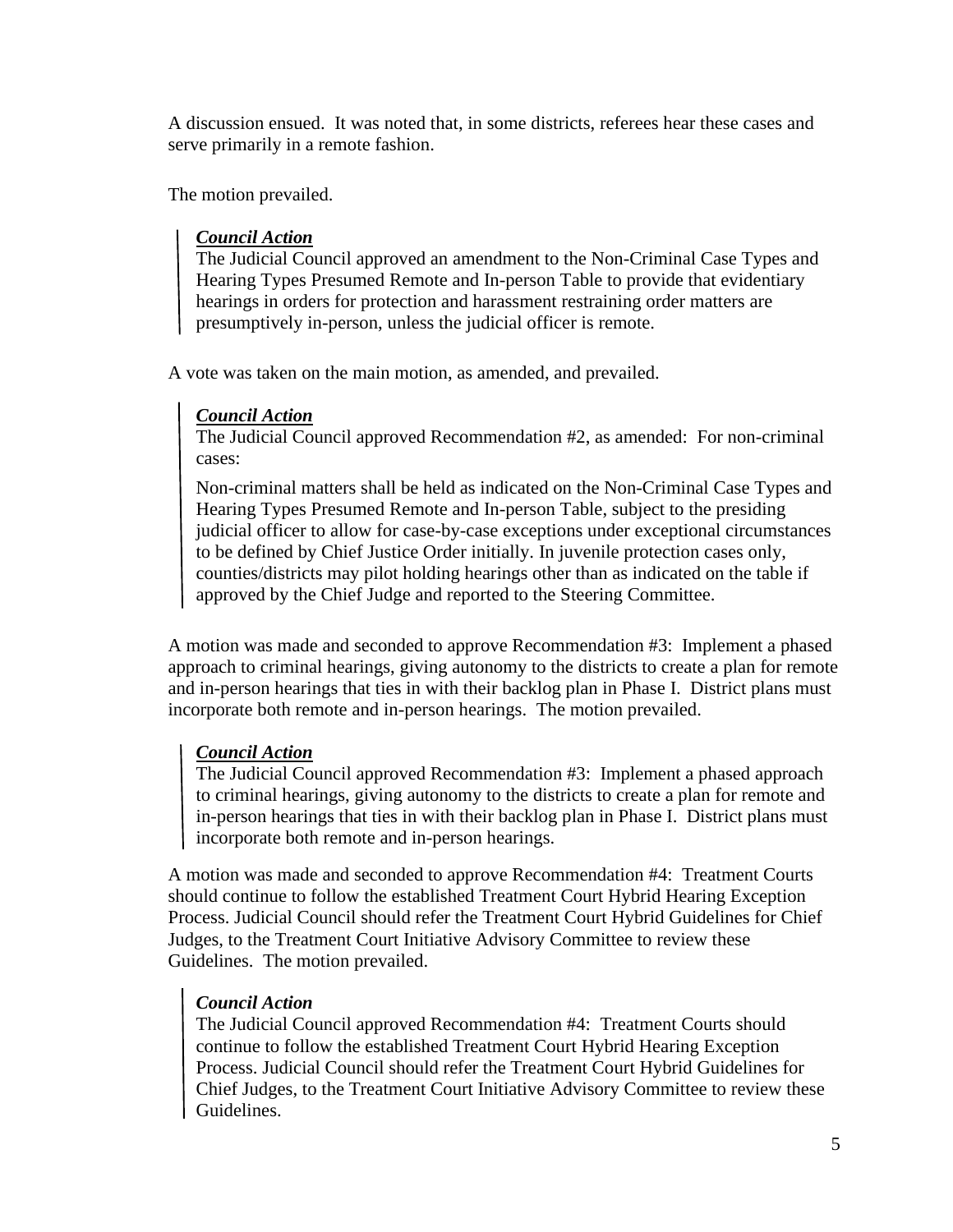A discussion ensued. It was noted that, in some districts, referees hear these cases and serve primarily in a remote fashion.

The motion prevailed.

> ***Council Action***
> The Judicial Council approved an amendment to the Non-Criminal Case Types and Hearing Types Presumed Remote and In-person Table to provide that evidentiary hearings in orders for protection and harassment restraining order matters are presumptively in-person, unless the judicial officer is remote.

A vote was taken on the main motion, as amended, and prevailed.

> ***Council Action***
> The Judicial Council approved Recommendation #2, as amended: For non-criminal cases:
>
> Non-criminal matters shall be held as indicated on the Non-Criminal Case Types and Hearing Types Presumed Remote and In-person Table, subject to the presiding judicial officer to allow for case-by-case exceptions under exceptional circumstances to be defined by Chief Justice Order initially. In juvenile protection cases only, counties/districts may pilot holding hearings other than as indicated on the table if approved by the Chief Judge and reported to the Steering Committee.

A motion was made and seconded to approve Recommendation #3: Implement a phased approach to criminal hearings, giving autonomy to the districts to create a plan for remote and in-person hearings that ties in with their backlog plan in Phase I. District plans must incorporate both remote and in-person hearings. The motion prevailed.

> ***Council Action***
> The Judicial Council approved Recommendation #3: Implement a phased approach to criminal hearings, giving autonomy to the districts to create a plan for remote and in-person hearings that ties in with their backlog plan in Phase I. District plans must incorporate both remote and in-person hearings.

A motion was made and seconded to approve Recommendation #4: Treatment Courts should continue to follow the established Treatment Court Hybrid Hearing Exception Process. Judicial Council should refer the Treatment Court Hybrid Guidelines for Chief Judges, to the Treatment Court Initiative Advisory Committee to review these Guidelines. The motion prevailed.

> *Council Action*
> The Judicial Council approved Recommendation #4: Treatment Courts should continue to follow the established Treatment Court Hybrid Hearing Exception Process. Judicial Council should refer the Treatment Court Hybrid Guidelines for Chief Judges, to the Treatment Court Initiative Advisory Committee to review these Guidelines.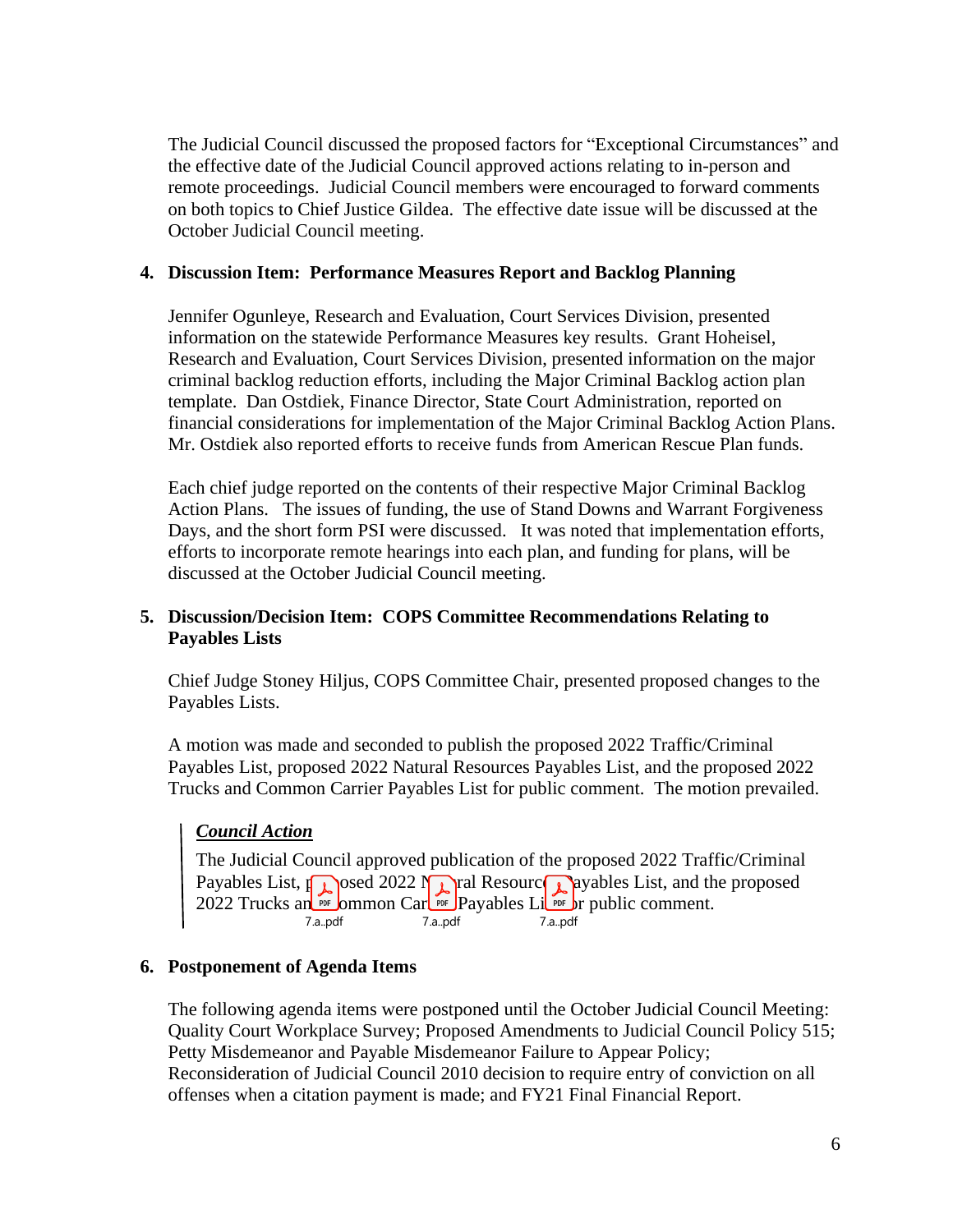The Judicial Council discussed the proposed factors for "Exceptional Circumstances" and the effective date of the Judicial Council approved actions relating to in-person and remote proceedings. Judicial Council members were encouraged to forward comments on both topics to Chief Justice Gildea. The effective date issue will be discussed at the October Judicial Council meeting.

**4. Discussion Item: Performance Measures Report and Backlog Planning**

Jennifer Ogunleye, Research and Evaluation, Court Services Division, presented information on the statewide Performance Measures key results. Grant Hoheisel, Research and Evaluation, Court Services Division, presented information on the major criminal backlog reduction efforts, including the Major Criminal Backlog action plan template. Dan Ostdiek, Finance Director, State Court Administration, reported on financial considerations for implementation of the Major Criminal Backlog Action Plans. Mr. Ostdiek also reported efforts to receive funds from American Rescue Plan funds.

Each chief judge reported on the contents of their respective Major Criminal Backlog Action Plans. The issues of funding, the use of Stand Downs and Warrant Forgiveness Days, and the short form PSI were discussed. It was noted that implementation efforts, efforts to incorporate remote hearings into each plan, and funding for plans, will be discussed at the October Judicial Council meeting.

**5. Discussion/Decision Item: COPS Committee Recommendations Relating to Payables Lists**

Chief Judge Stoney Hiljus, COPS Committee Chair, presented proposed changes to the Payables Lists.

A motion was made and seconded to publish the proposed 2022 Traffic/Criminal Payables List, proposed 2022 Natural Resources Payables List, and the proposed 2022 Trucks and Common Carrier Payables List for public comment. The motion prevailed.

> ***Council Action***
>
> The Judicial Council approved publication of the proposed 2022 Traffic/Criminal Payables List, proposed 2022 Natural Resources Payables List, and the proposed 2022 Trucks and Common Carrier Payables List for public comment.
>
> 7.a..pdf 7.a..pdf 7.a..pdf

**6. Postponement of Agenda Items**

The following agenda items were postponed until the October Judicial Council Meeting: Quality Court Workplace Survey; Proposed Amendments to Judicial Council Policy 515; Petty Misdemeanor and Payable Misdemeanor Failure to Appear Policy; Reconsideration of Judicial Council 2010 decision to require entry of conviction on all offenses when a citation payment is made; and FY21 Final Financial Report.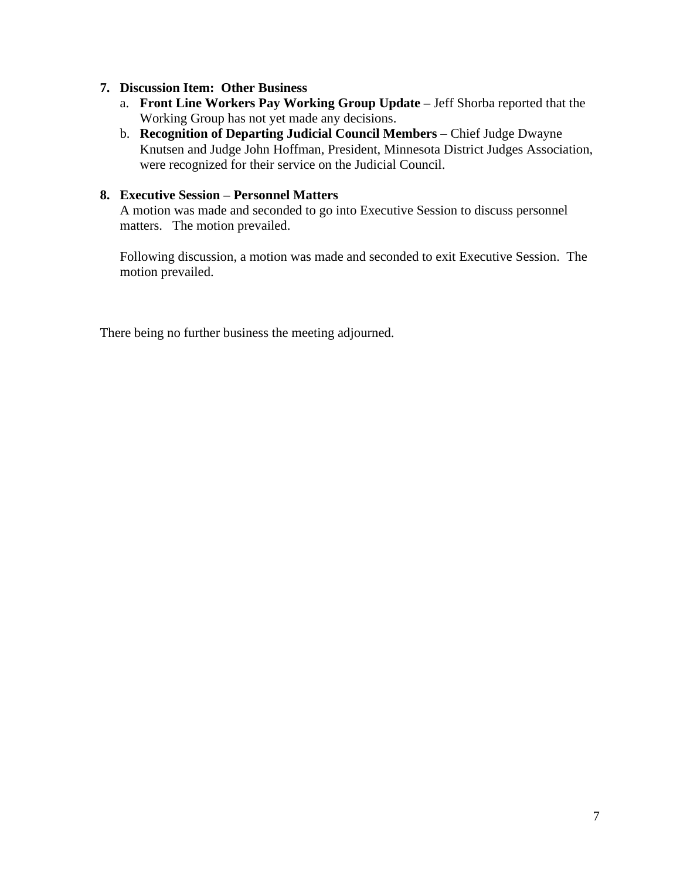**7. Discussion Item: Other Business**

a. **Front Line Workers Pay Working Group Update –** Jeff Shorba reported that the Working Group has not yet made any decisions.

b. **Recognition of Departing Judicial Council Members** – Chief Judge Dwayne Knutsen and Judge John Hoffman, President, Minnesota District Judges Association, were recognized for their service on the Judicial Council.

**8. Executive Session – Personnel Matters**

A motion was made and seconded to go into Executive Session to discuss personnel matters. The motion prevailed.

Following discussion, a motion was made and seconded to exit Executive Session. The motion prevailed.

There being no further business the meeting adjourned.